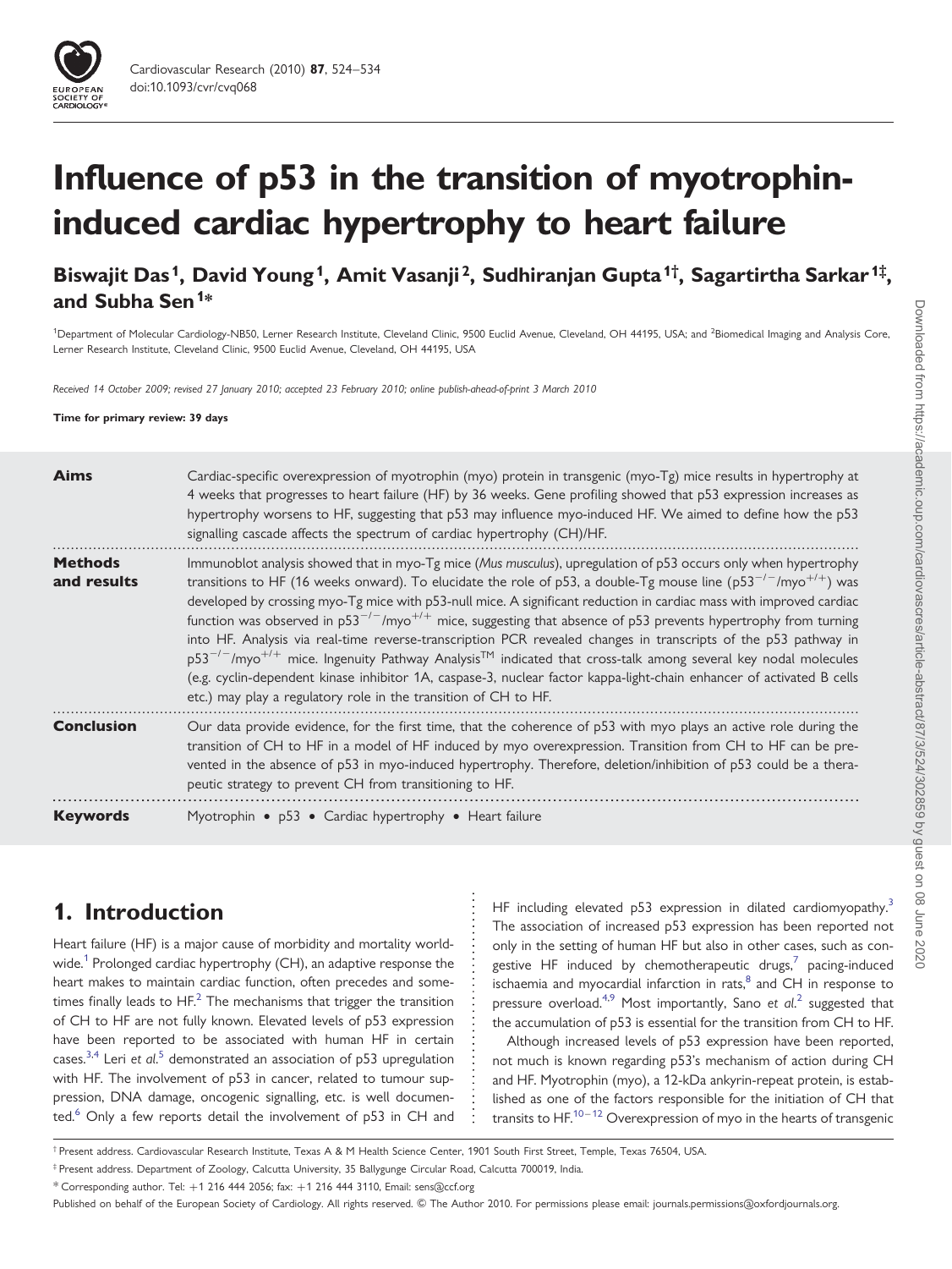# Influence of p53 in the transition of myotrophin-induced cardiac hypertrophy to heart failure

**Biswajit Das[1], David Young[1], Amit Vasanji[2], Sudhiranjan Gupta[1†], Sagartirtha Sarkar[1‡], and Subha Sen[1*]**

[1]Department of Molecular Cardiology-NB50, Lerner Research Institute, Cleveland Clinic, 9500 Euclid Avenue, Cleveland, OH 44195, USA; and [2]Biomedical Imaging and Analysis Core, Lerner Research Institute, Cleveland Clinic, 9500 Euclid Avenue, Cleveland, OH 44195, USA

*Received 14 October 2009; revised 27 January 2010; accepted 23 February 2010; online publish-ahead-of-print 3 March 2010*

**Time for primary review: 39 days**

**Aims** Cardiac-specific overexpression of myotrophin (myo) protein in transgenic (myo-Tg) mice results in hypertrophy at 4 weeks that progresses to heart failure (HF) by 36 weeks. Gene profiling showed that p53 expression increases as hypertrophy worsens to HF, suggesting that p53 may influence myo-induced HF. We aimed to define how the p53 signalling cascade affects the spectrum of cardiac hypertrophy (CH)/HF.

**Methods and results** Immunoblot analysis showed that in myo-Tg mice (*Mus musculus*), upregulation of p53 occurs only when hypertrophy transitions to HF (16 weeks onward). To elucidate the role of p53, a double-Tg mouse line (p53$^{-/-}$/myo$^{+/+}$) was developed by crossing myo-Tg mice with p53-null mice. A significant reduction in cardiac mass with improved cardiac function was observed in p53$^{-/-}$/myo$^{+/+}$ mice, suggesting that absence of p53 prevents hypertrophy from turning into HF. Analysis via real-time reverse-transcription PCR revealed changes in transcripts of the p53 pathway in p53$^{-/-}$/myo$^{+/+}$ mice. Ingenuity Pathway Analysis™ indicated that cross-talk among several key nodal molecules (e.g. cyclin-dependent kinase inhibitor 1A, caspase-3, nuclear factor kappa-light-chain enhancer of activated B cells etc.) may play a regulatory role in the transition of CH to HF.

**Conclusion** Our data provide evidence, for the first time, that the coherence of p53 with myo plays an active role during the transition of CH to HF in a model of HF induced by myo overexpression. Transition from CH to HF can be prevented in the absence of p53 in myo-induced hypertrophy. Therefore, deletion/inhibition of p53 could be a therapeutic strategy to prevent CH from transitioning to HF.

**Keywords** Myotrophin • p53 • Cardiac hypertrophy • Heart failure

## 1. Introduction

Heart failure (HF) is a major cause of morbidity and mortality worldwide.[1] Prolonged cardiac hypertrophy (CH), an adaptive response the heart makes to maintain cardiac function, often precedes and sometimes finally leads to HF.[2] The mechanisms that trigger the transition of CH to HF are not fully known. Elevated levels of p53 expression have been reported to be associated with human HF in certain cases.[3,4] Leri *et al*.[5] demonstrated an association of p53 upregulation with HF. The involvement of p53 in cancer, related to tumour suppression, DNA damage, oncogenic signalling, etc. is well documented.[6] Only a few reports detail the involvement of p53 in CH and HF including elevated p53 expression in dilated cardiomyopathy.[3] The association of increased p53 expression has been reported not only in the setting of human HF but also in other cases, such as congestive HF induced by chemotherapeutic drugs,[7] pacing-induced ischaemia and myocardial infarction in rats,[8] and CH in response to pressure overload.[4,9] Most importantly, Sano *et al*.[2] suggested that the accumulation of p53 is essential for the transition from CH to HF.

Although increased levels of p53 expression have been reported, not much is known regarding p53's mechanism of action during CH and HF. Myotrophin (myo), a 12-kDa ankyrin-repeat protein, is established as one of the factors responsible for the initiation of CH that transits to HF.[10–12] Overexpression of myo in the hearts of transgenic

† Present address. Cardiovascular Research Institute, Texas A & M Health Science Center, 1901 South First Street, Temple, Texas 76504, USA.

‡ Present address. Department of Zoology, Calcutta University, 35 Ballygunge Circular Road, Calcutta 700019, India.

\* Corresponding author. Tel: +1 216 444 2056; fax: +1 216 444 3110, Email: sens@ccf.org

Published on behalf of the European Society of Cardiology. All rights reserved. © The Author 2010. For permissions please email: journals.permissions@oxfordjournals.org.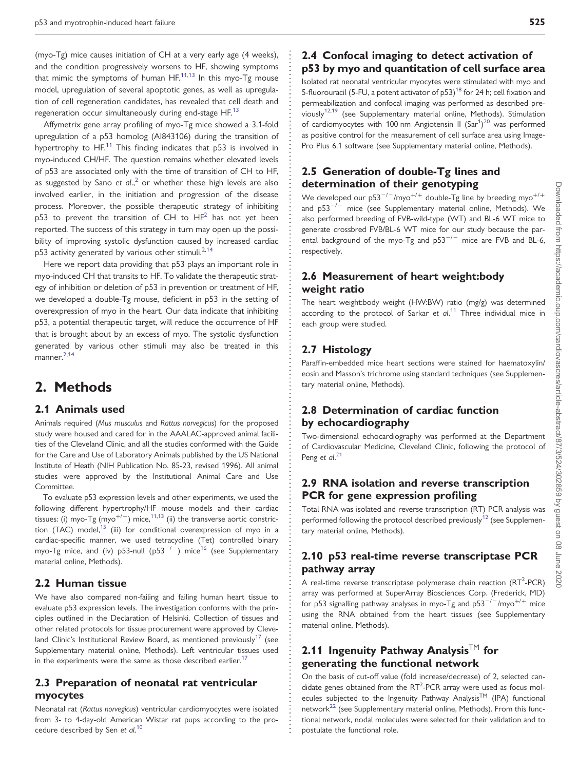(myo-Tg) mice causes initiation of CH at a very early age (4 weeks), and the condition progressively worsens to HF, showing symptoms that mimic the symptoms of human HF.[11,13] In this myo-Tg mouse model, upregulation of several apoptotic genes, as well as upregulation of cell regeneration candidates, has revealed that cell death and regeneration occur simultaneously during end-stage HF.[13]

Affymetrix gene array profiling of myo-Tg mice showed a 3.1-fold upregulation of a p53 homolog (AI843106) during the transition of hypertrophy to HF.[11] This finding indicates that p53 is involved in myo-induced CH/HF. The question remains whether elevated levels of p53 are associated only with the time of transition of CH to HF, as suggested by Sano *et al.*,[2] or whether these high levels are also involved earlier, in the initiation and progression of the disease process. Moreover, the possible therapeutic strategy of inhibiting p53 to prevent the transition of CH to HF[2] has not yet been reported. The success of this strategy in turn may open up the possibility of improving systolic dysfunction caused by increased cardiac p53 activity generated by various other stimuli.[2,14]

Here we report data providing that p53 plays an important role in myo-induced CH that transits to HF. To validate the therapeutic strategy of inhibition or deletion of p53 in prevention or treatment of HF, we developed a double-Tg mouse, deficient in p53 in the setting of overexpression of myo in the heart. Our data indicate that inhibiting p53, a potential therapeutic target, will reduce the occurrence of HF that is brought about by an excess of myo. The systolic dysfunction generated by various other stimuli may also be treated in this manner.[2,14]

# 2. Methods

## 2.1 Animals used

Animals required (*Mus musculus* and *Rattus norvegicus*) for the proposed study were housed and cared for in the AAALAC-approved animal facilities of the Cleveland Clinic, and all the studies conformed with the Guide for the Care and Use of Laboratory Animals published by the US National Institute of Heath (NIH Publication No. 85-23, revised 1996). All animal studies were approved by the Institutional Animal Care and Use Committee.

To evaluate p53 expression levels and other experiments, we used the following different hypertrophy/HF mouse models and their cardiac tissues: (i) myo-Tg (myo$^{+/+}$) mice,[11,13] (ii) the transverse aortic constriction (TAC) model,[15] (iii) for conditional overexpression of myo in a cardiac-specific manner, we used tetracycline (Tet) controlled binary myo-Tg mice, and (iv) p53-null (p53$^{-/-}$) mice[16] (see Supplementary material online, Methods).

## 2.2 Human tissue

We have also compared non-failing and failing human heart tissue to evaluate p53 expression levels. The investigation conforms with the principles outlined in the Declaration of Helsinki. Collection of tissues and other related protocols for tissue procurement were approved by Cleveland Clinic's Institutional Review Board, as mentioned previously[17] (see Supplementary material online, Methods). Left ventricular tissues used in the experiments were the same as those described earlier.[17]

## 2.3 Preparation of neonatal rat ventricular myocytes

Neonatal rat (*Rattus norvegicus*) ventricular cardiomyocytes were isolated from 3- to 4-day-old American Wistar rat pups according to the procedure described by Sen *et al.*[10]

## 2.4 Confocal imaging to detect activation of p53 by myo and quantitation of cell surface area

Isolated rat neonatal ventricular myocytes were stimulated with myo and 5-fluorouracil (5-FU, a potent activator of p53)[18] for 24 h; cell fixation and permeabilization and confocal imaging was performed as described previously[12,19] (see Supplementary material online, Methods). Stimulation of cardiomyocytes with 100 nm Angiotensin II (Sar[1])[20] was performed as positive control for the measurement of cell surface area using Image-Pro Plus 6.1 software (see Supplementary material online, Methods).

## 2.5 Generation of double-Tg lines and determination of their genotyping

We developed our p53$^{-/-}$/myo$^{+/+}$ double-Tg line by breeding myo$^{+/+}$ and p53$^{-/-}$ mice (see Supplementary material online, Methods). We also performed breeding of FVB-wild-type (WT) and BL-6 WT mice to generate crossbred FVB/BL-6 WT mice for our study because the parental background of the myo-Tg and p53$^{-/-}$ mice are FVB and BL-6, respectively.

## 2.6 Measurement of heart weight:body weight ratio

The heart weight:body weight (HW:BW) ratio (mg/g) was determined according to the protocol of Sarkar *et al.*[11] Three individual mice in each group were studied.

## 2.7 Histology

Paraffin-embedded mice heart sections were stained for haematoxylin/eosin and Masson's trichrome using standard techniques (see Supplementary material online, Methods).

## 2.8 Determination of cardiac function by echocardiography

Two-dimensional echocardiography was performed at the Department of Cardiovascular Medicine, Cleveland Clinic, following the protocol of Peng *et al.*[21]

## 2.9 RNA isolation and reverse transcription PCR for gene expression profiling

Total RNA was isolated and reverse transcription (RT) PCR analysis was performed following the protocol described previously[12] (see Supplementary material online, Methods).

## 2.10 p53 real-time reverse transcriptase PCR pathway array

A real-time reverse transcriptase polymerase chain reaction (RT$^2$-PCR) array was performed at SuperArray Biosciences Corp. (Frederick, MD) for p53 signalling pathway analyses in myo-Tg and p53$^{-/-}$/myo$^{+/+}$ mice using the RNA obtained from the heart tissues (see Supplementary material online, Methods).

## 2.11 Ingenuity Pathway Analysis™ for generating the functional network

On the basis of cut-off value (fold increase/decrease) of 2, selected candidate genes obtained from the RT$^2$-PCR array were used as focus molecules subjected to the Ingenuity Pathway Analysis™ (IPA) functional network[22] (see Supplementary material online, Methods). From this functional network, nodal molecules were selected for their validation and to postulate the functional role.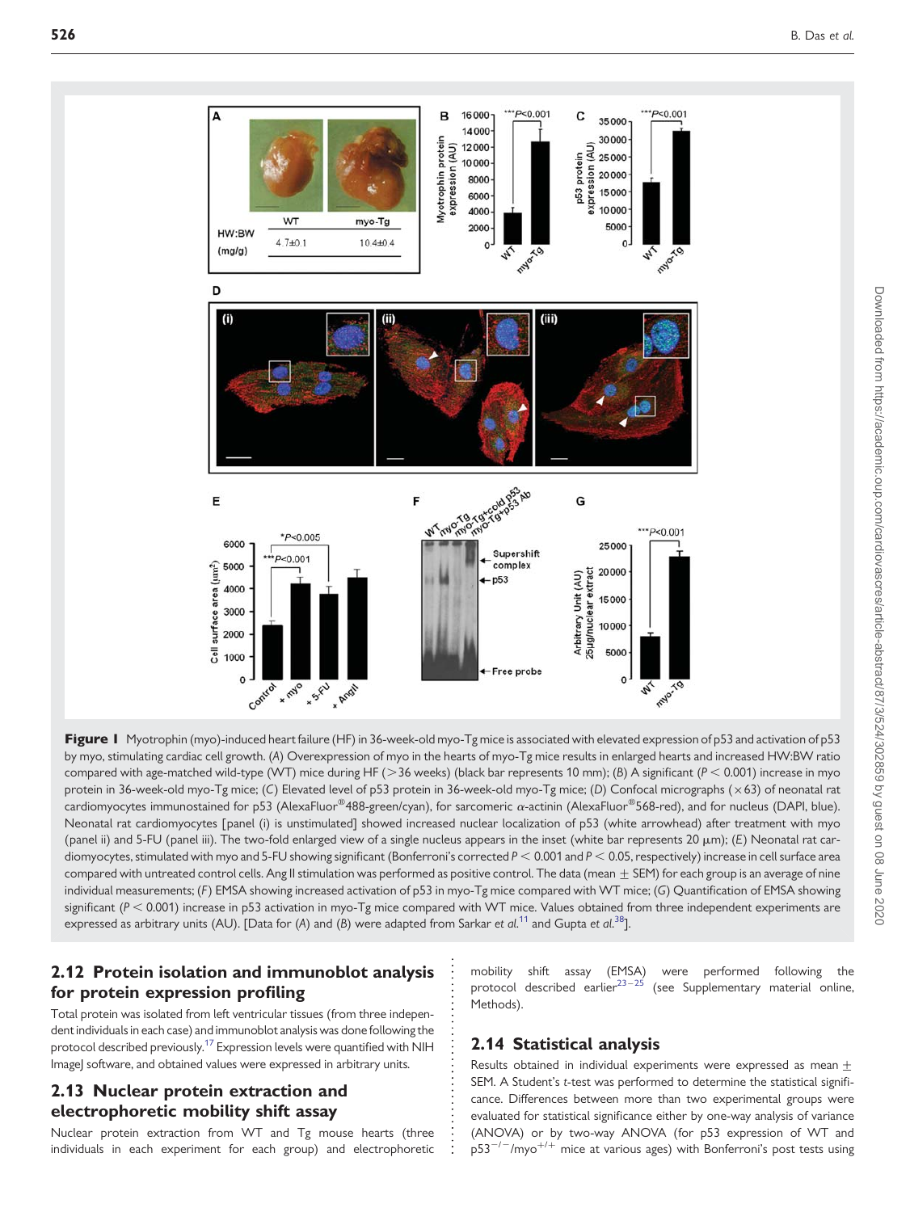**Figure 1** Myotrophin (myo)-induced heart failure (HF) in 36-week-old myo-Tg mice is associated with elevated expression of p53 and activation of p53 by myo, stimulating cardiac cell growth. (*A*) Overexpression of myo in the hearts of myo-Tg mice results in enlarged hearts and increased HW:BW ratio compared with age-matched wild-type (WT) mice during HF (>36 weeks) (black bar represents 10 mm); (*B*) A significant ($P < 0.001$) increase in myo protein in 36-week-old myo-Tg mice; (*C*) Elevated level of p53 protein in 36-week-old myo-Tg mice; (*D*) Confocal micrographs (×63) of neonatal rat cardiomyocytes immunostained for p53 (AlexaFluor®488-green/cyan), for sarcomeric α-actinin (AlexaFluor®568-red), and for nucleus (DAPI, blue). Neonatal rat cardiomyocytes [panel (i) is unstimulated] showed increased nuclear localization of p53 (white arrowhead) after treatment with myo (panel ii) and 5-FU (panel iii). The two-fold enlarged view of a single nucleus appears in the inset (white bar represents 20 µm); (*E*) Neonatal rat cardiomyocytes, stimulated with myo and 5-FU showing significant (Bonferroni's corrected $P < 0.001$ and $P < 0.05$, respectively) increase in cell surface area compared with untreated control cells. Ang II stimulation was performed as positive control. The data (mean ± SEM) for each group is an average of nine individual measurements; (*F*) EMSA showing increased activation of p53 in myo-Tg mice compared with WT mice; (*G*) Quantification of EMSA showing significant ($P < 0.001$) increase in p53 activation in myo-Tg mice compared with WT mice. Values obtained from three independent experiments are expressed as arbitrary units (AU). [Data for (*A*) and (*B*) were adapted from Sarkar *et al.*[11] and Gupta *et al.*[38]].

## 2.12 Protein isolation and immunoblot analysis for protein expression profiling

Total protein was isolated from left ventricular tissues (from three independent individuals in each case) and immunoblot analysis was done following the protocol described previously.[17] Expression levels were quantified with NIH ImageJ software, and obtained values were expressed in arbitrary units.

## 2.13 Nuclear protein extraction and electrophoretic mobility shift assay

Nuclear protein extraction from WT and Tg mouse hearts (three individuals in each experiment for each group) and electrophoretic mobility shift assay (EMSA) were performed following the protocol described earlier[23–25] (see Supplementary material online, Methods).

## 2.14 Statistical analysis

Results obtained in individual experiments were expressed as mean ± SEM. A Student's *t*-test was performed to determine the statistical significance. Differences between more than two experimental groups were evaluated for statistical significance either by one-way analysis of variance (ANOVA) or by two-way ANOVA (for p53 expression of WT and $p53^{-/-}/myo^{+/+}$ mice at various ages) with Bonferroni's post tests using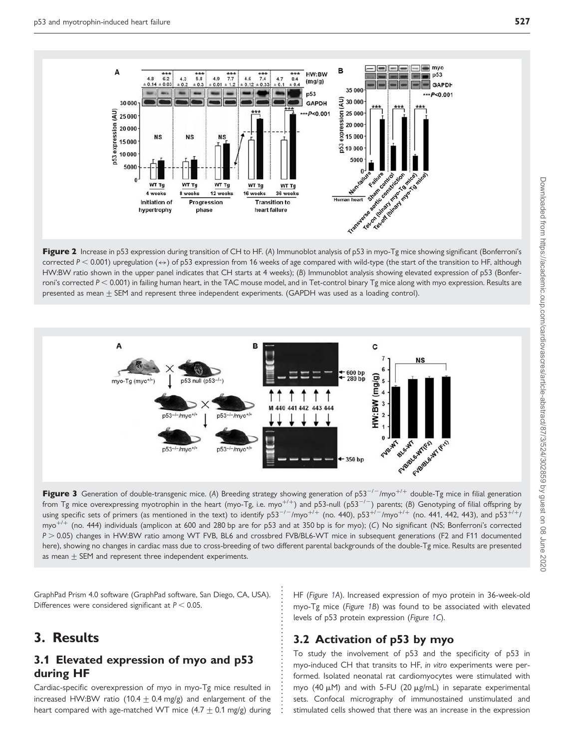**Figure 2** Increase in p53 expression during transition of CH to HF. (*A*) Immunoblot analysis of p53 in myo-Tg mice showing significant (Bonferroni's corrected $P < 0.001$) upregulation (↔) of p53 expression from 16 weeks of age compared with wild-type (the start of the transition to HF, although HW:BW ratio shown in the upper panel indicates that CH starts at 4 weeks); (*B*) Immunoblot analysis showing elevated expression of p53 (Bonferroni's corrected $P < 0.001$) in failing human heart, in the TAC mouse model, and in Tet-control binary Tg mice along with myo expression. Results are presented as mean ± SEM and represent three independent experiments. (GAPDH was used as a loading control).

**Figure 3** Generation of double-transgenic mice. (*A*) Breeding strategy showing generation of $p53^{-/-}/myo^{+/+}$ double-Tg mice in filial generation from Tg mice overexpressing myotrophin in the heart (myo-Tg, i.e. $myo^{+/+}$) and p53-null ($p53^{-/-}$) parents; (*B*) Genotyping of filial offspring by using specific sets of primers (as mentioned in the text) to identify $p53^{-/-}/myo^{+/+}$ (no. 440), $p53^{+/-}/myo^{+/+}$ (no. 441, 442, 443), and $p53^{+/+}/myo^{+/+}$ (no. 444) individuals (amplicon at 600 and 280 bp are for p53 and at 350 bp is for myo); (*C*) No significant (NS; Bonferroni's corrected $P > 0.05$) changes in HW:BW ratio among WT FVB, BL6 and crossbred FVB/BL6-WT mice in subsequent generations (F2 and F11 documented here), showing no changes in cardiac mass due to cross-breeding of two different parental backgrounds of the double-Tg mice. Results are presented as mean ± SEM and represent three independent experiments.

GraphPad Prism 4.0 software (GraphPad software, San Diego, CA, USA). Differences were considered significant at $P < 0.05$.

# 3. Results

## 3.1 Elevated expression of myo and p53 during HF

Cardiac-specific overexpression of myo in myo-Tg mice resulted in increased HW:BW ratio (10.4 ± 0.4 mg/g) and enlargement of the heart compared with age-matched WT mice (4.7 ± 0.1 mg/g) during HF (*Figure 1A*). Increased expression of myo protein in 36-week-old myo-Tg mice (*Figure 1B*) was found to be associated with elevated levels of p53 protein expression (*Figure 1C*).

## 3.2 Activation of p53 by myo

To study the involvement of p53 and the specificity of p53 in myo-induced CH that transits to HF, *in vitro* experiments were performed. Isolated neonatal rat cardiomyocytes were stimulated with myo (40 μM) and with 5-FU (20 μg/mL) in separate experimental sets. Confocal micrography of immunostained unstimulated and stimulated cells showed that there was an increase in the expression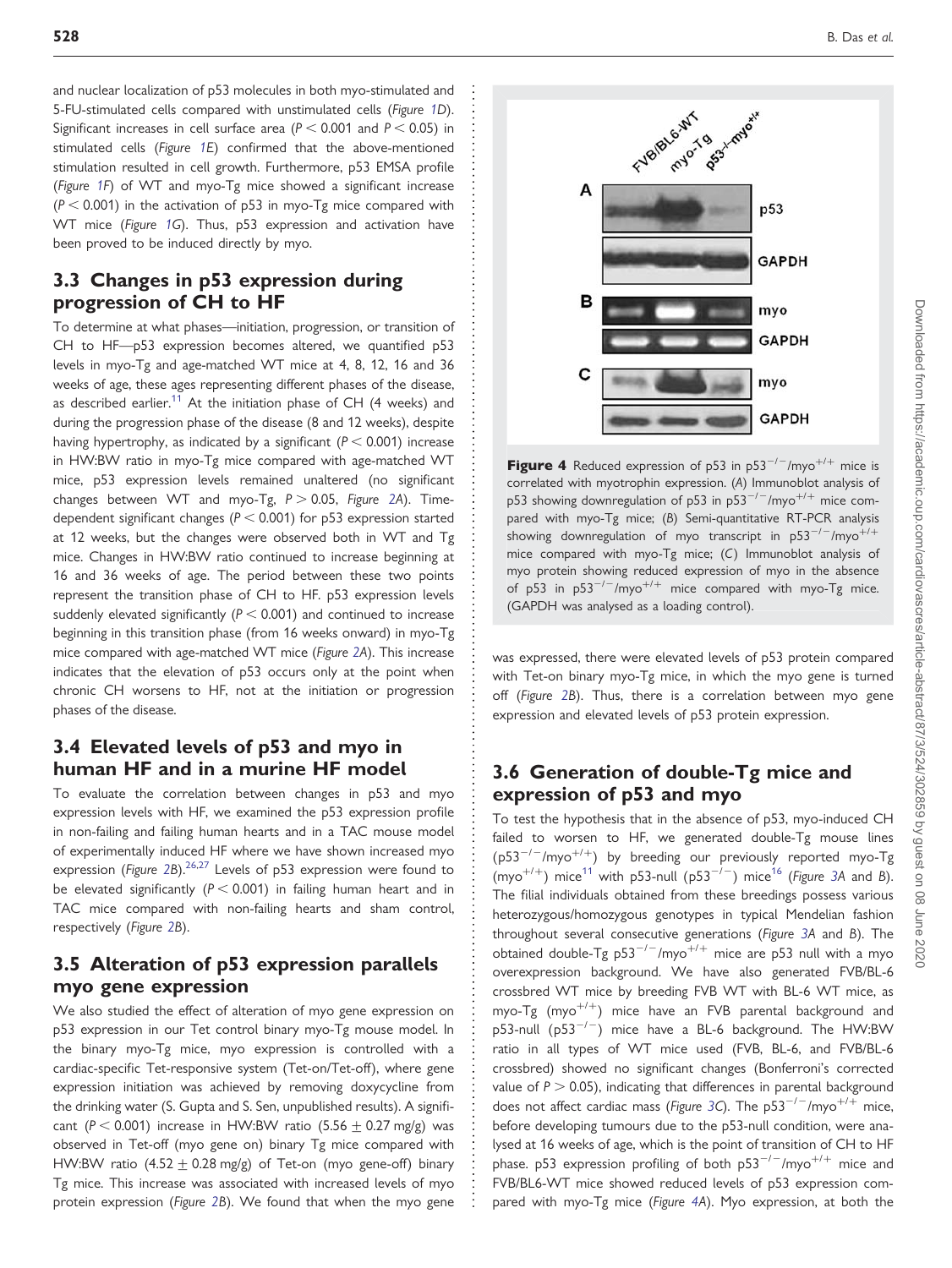and nuclear localization of p53 molecules in both myo-stimulated and 5-FU-stimulated cells compared with unstimulated cells (*Figure 1D*). Significant increases in cell surface area ($P < 0.001$ and $P < 0.05$) in stimulated cells (*Figure 1E*) confirmed that the above-mentioned stimulation resulted in cell growth. Furthermore, p53 EMSA profile (*Figure 1F*) of WT and myo-Tg mice showed a significant increase ($P < 0.001$) in the activation of p53 in myo-Tg mice compared with WT mice (*Figure 1G*). Thus, p53 expression and activation have been proved to be induced directly by myo.

## 3.3 Changes in p53 expression during progression of CH to HF

To determine at what phases—initiation, progression, or transition of CH to HF—p53 expression becomes altered, we quantified p53 levels in myo-Tg and age-matched WT mice at 4, 8, 12, 16 and 36 weeks of age, these ages representing different phases of the disease, as described earlier.[11] At the initiation phase of CH (4 weeks) and during the progression phase of the disease (8 and 12 weeks), despite having hypertrophy, as indicated by a significant ($P < 0.001$) increase in HW:BW ratio in myo-Tg mice compared with age-matched WT mice, p53 expression levels remained unaltered (no significant changes between WT and myo-Tg, $P > 0.05$, *Figure 2A*). Time-dependent significant changes ($P < 0.001$) for p53 expression started at 12 weeks, but the changes were observed both in WT and Tg mice. Changes in HW:BW ratio continued to increase beginning at 16 and 36 weeks of age. The period between these two points represent the transition phase of CH to HF. p53 expression levels suddenly elevated significantly ($P < 0.001$) and continued to increase beginning in this transition phase (from 16 weeks onward) in myo-Tg mice compared with age-matched WT mice (*Figure 2A*). This increase indicates that the elevation of p53 occurs only at the point when chronic CH worsens to HF, not at the initiation or progression phases of the disease.

## 3.4 Elevated levels of p53 and myo in human HF and in a murine HF model

To evaluate the correlation between changes in p53 and myo expression levels with HF, we examined the p53 expression profile in non-failing and failing human hearts and in a TAC mouse model of experimentally induced HF where we have shown increased myo expression (*Figure 2B*).[26,27] Levels of p53 expression were found to be elevated significantly ($P < 0.001$) in failing human heart and in TAC mice compared with non-failing hearts and sham control, respectively (*Figure 2B*).

## 3.5 Alteration of p53 expression parallels myo gene expression

We also studied the effect of alteration of myo gene expression on p53 expression in our Tet control binary myo-Tg mouse model. In the binary myo-Tg mice, myo expression is controlled with a cardiac-specific Tet-responsive system (Tet-on/Tet-off), where gene expression initiation was achieved by removing doxycycline from the drinking water (S. Gupta and S. Sen, unpublished results). A significant ($P < 0.001$) increase in HW:BW ratio ($5.56 \pm 0.27$ mg/g) was observed in Tet-off (myo gene on) binary Tg mice compared with HW:BW ratio ($4.52 \pm 0.28$ mg/g) of Tet-on (myo gene-off) binary Tg mice. This increase was associated with increased levels of myo protein expression (*Figure 2B*). We found that when the myo gene was expressed, there were elevated levels of p53 protein compared with Tet-on binary myo-Tg mice, in which the myo gene is turned off (*Figure 2B*). Thus, there is a correlation between myo gene expression and elevated levels of p53 protein expression.

**Figure 4** Reduced expression of p53 in $p53^{-/-}/myo^{+/+}$ mice is correlated with myotrophin expression. (*A*) Immunoblot analysis of p53 showing downregulation of p53 in $p53^{-/-}/myo^{+/+}$ mice compared with myo-Tg mice; (*B*) Semi-quantitative RT-PCR analysis showing downregulation of myo transcript in $p53^{-/-}/myo^{+/+}$ mice compared with myo-Tg mice; (*C*) Immunoblot analysis of myo protein showing reduced expression of myo in the absence of p53 in $p53^{-/-}/myo^{+/+}$ mice compared with myo-Tg mice. (GAPDH was analysed as a loading control).

## 3.6 Generation of double-Tg mice and expression of p53 and myo

To test the hypothesis that in the absence of p53, myo-induced CH failed to worsen to HF, we generated double-Tg mouse lines ($p53^{-/-}/myo^{+/+}$) by breeding our previously reported myo-Tg ($myo^{+/+}$) mice[11] with p53-null ($p53^{-/-}$) mice[16] (*Figure 3A* and *B*). The filial individuals obtained from these breedings possess various heterozygous/homozygous genotypes in typical Mendelian fashion throughout several consecutive generations (*Figure 3A* and *B*). The obtained double-Tg $p53^{-/-}/myo^{+/+}$ mice are p53 null with a myo overexpression background. We have also generated FVB/BL-6 crossbred WT mice by breeding FVB WT with BL-6 WT mice, as myo-Tg ($myo^{+/+}$) mice have an FVB parental background and p53-null ($p53^{-/-}$) mice have a BL-6 background. The HW:BW ratio in all types of WT mice used (FVB, BL-6, and FVB/BL-6 crossbred) showed no significant changes (Bonferroni's corrected value of $P > 0.05$), indicating that differences in parental background does not affect cardiac mass (*Figure 3C*). The $p53^{-/-}/myo^{+/+}$ mice, before developing tumours due to the p53-null condition, were analysed at 16 weeks of age, which is the point of transition of CH to HF phase. p53 expression profiling of both $p53^{-/-}/myo^{+/+}$ mice and FVB/BL6-WT mice showed reduced levels of p53 expression compared with myo-Tg mice (*Figure 4A*). Myo expression, at both the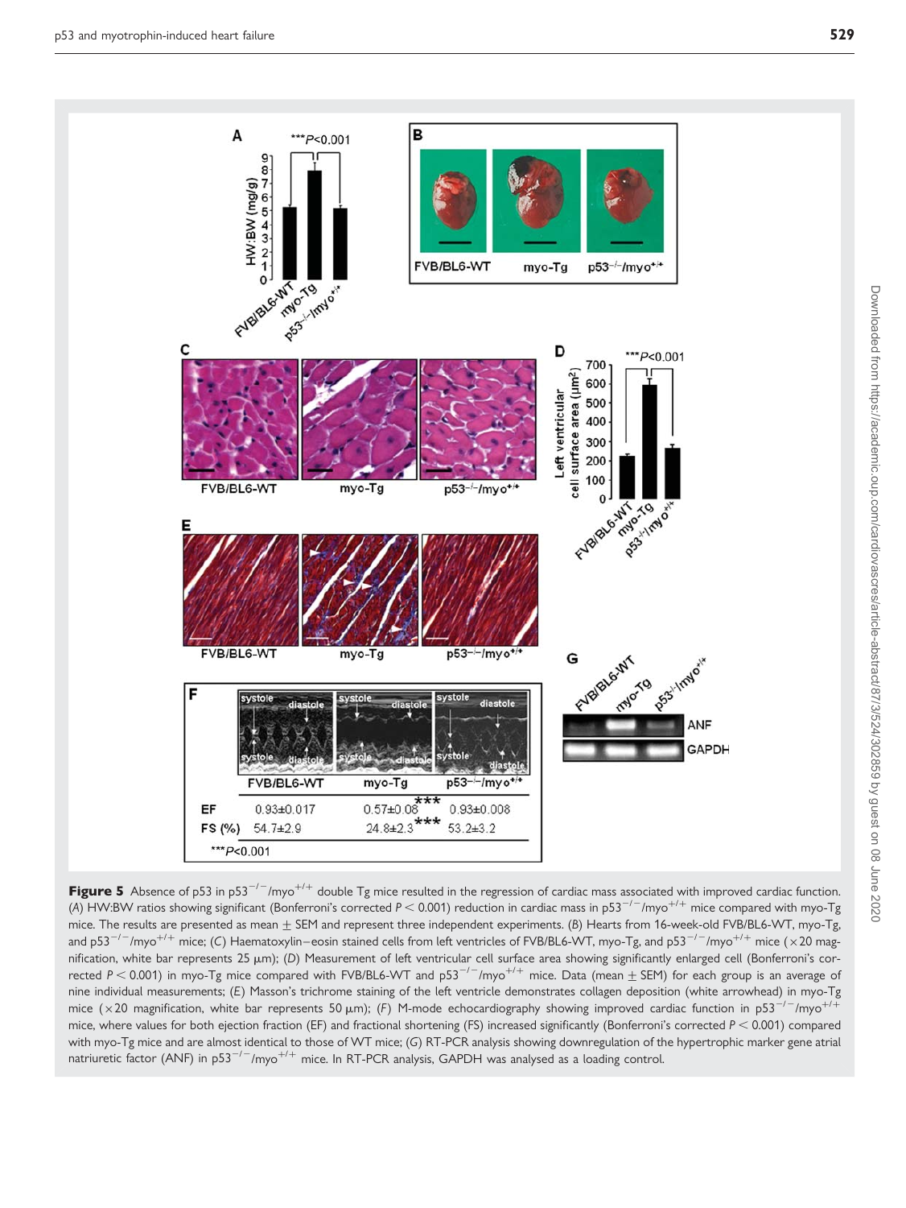**Figure 5** Absence of p53 in p53$^{-/-}$/myo$^{+/+}$ double Tg mice resulted in the regression of cardiac mass associated with improved cardiac function. (*A*) HW:BW ratios showing significant (Bonferroni's corrected $P < 0.001$) reduction in cardiac mass in p53$^{-/-}$/myo$^{+/+}$ mice compared with myo-Tg mice. The results are presented as mean ± SEM and represent three independent experiments. (*B*) Hearts from 16-week-old FVB/BL6-WT, myo-Tg, and p53$^{-/-}$/myo$^{+/+}$ mice; (*C*) Haematoxylin–eosin stained cells from left ventricles of FVB/BL6-WT, myo-Tg, and p53$^{-/-}$/myo$^{+/+}$ mice (×20 magnification, white bar represents 25 μm); (*D*) Measurement of left ventricular cell surface area showing significantly enlarged cell (Bonferroni's corrected $P < 0.001$) in myo-Tg mice compared with FVB/BL6-WT and p53$^{-/-}$/myo$^{+/+}$ mice. Data (mean ± SEM) for each group is an average of nine individual measurements; (*E*) Masson's trichrome staining of the left ventricle demonstrates collagen deposition (white arrowhead) in myo-Tg mice (×20 magnification, white bar represents 50 μm); (*F*) M-mode echocardiography showing improved cardiac function in p53$^{-/-}$/myo$^{+/+}$ mice, where values for both ejection fraction (EF) and fractional shortening (FS) increased significantly (Bonferroni's corrected $P < 0.001$) compared with myo-Tg mice and are almost identical to those of WT mice; (*G*) RT-PCR analysis showing downregulation of the hypertrophic marker gene atrial natriuretic factor (ANF) in p53$^{-/-}$/myo$^{+/+}$ mice. In RT-PCR analysis, GAPDH was analysed as a loading control.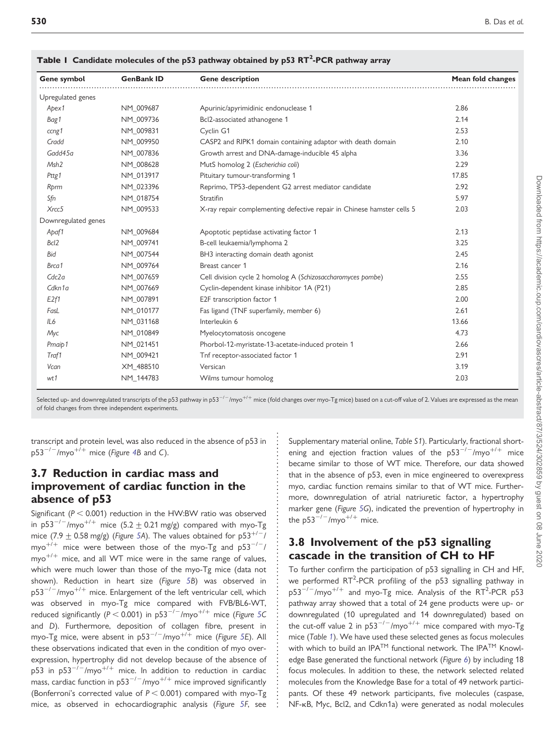**Table 1 Candidate molecules of the p53 pathway obtained by p53 RT$^2$-PCR pathway array**

| Gene symbol | GenBank ID | Gene description | Mean fold changes |
|---|---|---|---|
| Upregulated genes | | | |
| *Apex1* | NM_009687 | Apurinic/apyrimidinic endonuclease 1 | 2.86 |
| *Bag1* | NM_009736 | Bcl2-associated athanogene 1 | 2.14 |
| *ccng1* | NM_009831 | Cyclin G1 | 2.53 |
| *Cradd* | NM_009950 | CASP2 and RIPK1 domain containing adaptor with death domain | 2.10 |
| *Gadd45a* | NM_007836 | Growth arrest and DNA-damage-inducible 45 alpha | 3.36 |
| *Msh2* | NM_008628 | MutS homolog 2 (*Escherichia coli*) | 2.29 |
| *Pttg1* | NM_013917 | Pituitary tumour-transforming 1 | 17.85 |
| *Rprm* | NM_023396 | Reprimo, TP53-dependent G2 arrest mediator candidate | 2.92 |
| *Sfn* | NM_018754 | Stratifin | 5.97 |
| *Xrcc5* | NM_009533 | X-ray repair complementing defective repair in Chinese hamster cells 5 | 2.03 |
| Downregulated genes | | | |
| *Apaf1* | NM_009684 | Apoptotic peptidase activating factor 1 | 2.13 |
| *Bcl2* | NM_009741 | B-cell leukaemia/lymphoma 2 | 3.25 |
| *Bid* | NM_007544 | BH3 interacting domain death agonist | 2.45 |
| *Brca1* | NM_009764 | Breast cancer 1 | 2.16 |
| *Cdc2a* | NM_007659 | Cell division cycle 2 homolog A (*Schizosaccharomyces pombe*) | 2.55 |
| *Cdkn1a* | NM_007669 | Cyclin-dependent kinase inhibitor 1A (P21) | 2.85 |
| *E2f1* | NM_007891 | E2F transcription factor 1 | 2.00 |
| *FasL* | NM_010177 | Fas ligand (TNF superfamily, member 6) | 2.61 |
| *IL6* | NM_031168 | Interleukin 6 | 13.66 |
| *Myc* | NM_010849 | Myelocytomatosis oncogene | 4.73 |
| *Pmaip1* | NM_021451 | Phorbol-12-myristate-13-acetate-induced protein 1 | 2.66 |
| *Traf1* | NM_009421 | Tnf receptor-associated factor 1 | 2.91 |
| *Vcan* | XM_488510 | Versican | 3.19 |
| *wt1* | NM_144783 | Wilms tumour homolog | 2.03 |

Selected up- and downregulated transcripts of the p53 pathway in p53$^{-/-}$/myo$^{+/+}$ mice (fold changes over myo-Tg mice) based on a cut-off value of 2. Values are expressed as the mean of fold changes from three independent experiments.

transcript and protein level, was also reduced in the absence of p53 in p53$^{-/-}$/myo$^{+/+}$ mice (*Figure 4B* and *C*).

## 3.7 Reduction in cardiac mass and improvement of cardiac function in the absence of p53

Significant ($P < 0.001$) reduction in the HW:BW ratio was observed in p53$^{-/-}$/myo$^{+/+}$ mice (5.2 ± 0.21 mg/g) compared with myo-Tg mice (7.9 ± 0.58 mg/g) (*Figure 5A*). The values obtained for p53$^{+/-}$/myo$^{+/+}$ mice were between those of the myo-Tg and p53$^{-/-}$/myo$^{+/+}$ mice, and all WT mice were in the same range of values, which were much lower than those of the myo-Tg mice (data not shown). Reduction in heart size (*Figure 5B*) was observed in p53$^{-/-}$/myo$^{+/+}$ mice. Enlargement of the left ventricular cell, which was observed in myo-Tg mice compared with FVB/BL6-WT, reduced significantly ($P < 0.001$) in p53$^{-/-}$/myo$^{+/+}$ mice (*Figure 5C* and *D*). Furthermore, deposition of collagen fibre, present in myo-Tg mice, were absent in p53$^{-/-}$/myo$^{+/+}$ mice (*Figure 5E*). All these observations indicated that even in the condition of myo overexpression, hypertrophy did not develop because of the absence of p53 in p53$^{-/-}$/myo$^{+/+}$ mice. In addition to reduction in cardiac mass, cardiac function in p53$^{-/-}$/myo$^{+/+}$ mice improved significantly (Bonferroni's corrected value of $P < 0.001$) compared with myo-Tg mice, as observed in echocardiographic analysis (*Figure 5F*, see Supplementary material online, *Table S1*). Particularly, fractional shortening and ejection fraction values of the p53$^{-/-}$/myo$^{+/+}$ mice became similar to those of WT mice. Therefore, our data showed that in the absence of p53, even in mice engineered to overexpress myo, cardiac function remains similar to that of WT mice. Furthermore, downregulation of atrial natriuretic factor, a hypertrophy marker gene (*Figure 5G*), indicated the prevention of hypertrophy in the p53$^{-/-}$/myo$^{+/+}$ mice.

## 3.8 Involvement of the p53 signalling cascade in the transition of CH to HF

To further confirm the participation of p53 signalling in CH and HF, we performed RT$^2$-PCR profiling of the p53 signalling pathway in p53$^{-/-}$/myo$^{+/+}$ and myo-Tg mice. Analysis of the RT$^2$-PCR p53 pathway array showed that a total of 24 gene products were up- or downregulated (10 upregulated and 14 downregulated) based on the cut-off value 2 in p53$^{-/-}$/myo$^{+/+}$ mice compared with myo-Tg mice (*Table 1*). We have used these selected genes as focus molecules with which to build an IPA™ functional network. The IPA™ Knowledge Base generated the functional network (*Figure 6*) by including 18 focus molecules. In addition to these, the network selected related molecules from the Knowledge Base for a total of 49 network participants. Of these 49 network participants, five molecules (caspase, NF-κB, Myc, Bcl2, and Cdkn1a) were generated as nodal molecules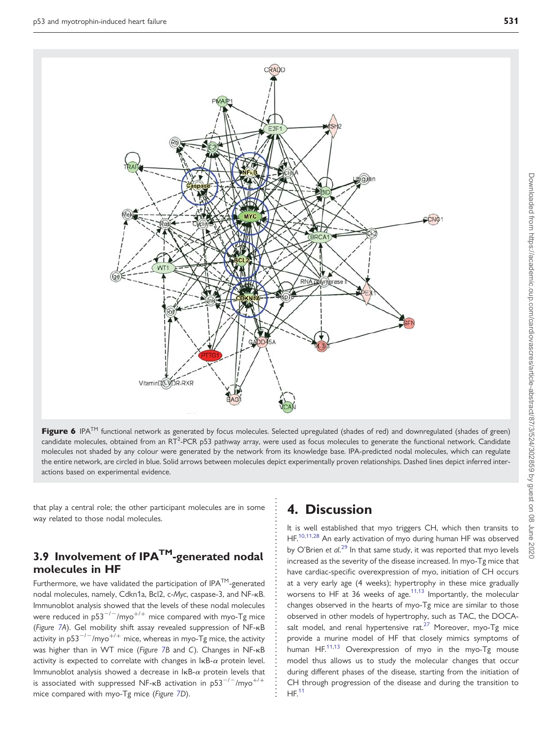**Figure 6** IPA™ functional network as generated by focus molecules. Selected upregulated (shades of red) and downregulated (shades of green) candidate molecules, obtained from an RT$^2$-PCR p53 pathway array, were used as focus molecules to generate the functional network. Candidate molecules not shaded by any colour were generated by the network from its knowledge base. IPA-predicted nodal molecules, which can regulate the entire network, are circled in blue. Solid arrows between molecules depict experimentally proven relationships. Dashed lines depict inferred interactions based on experimental evidence.

that play a central role; the other participant molecules are in some way related to those nodal molecules.

### 3.9 Involvement of IPA™-generated nodal molecules in HF

Furthermore, we have validated the participation of IPA™-generated nodal molecules, namely, Cdkn1a, Bcl2, c-*Myc*, caspase-3, and NF-κB. Immunoblot analysis showed that the levels of these nodal molecules were reduced in p53$^{-/-}$/myo$^{+/+}$ mice compared with myo-Tg mice (*Figure 7A*). Gel mobility shift assay revealed suppression of NF-κB activity in p53$^{-/-}$/myo$^{+/+}$ mice, whereas in myo-Tg mice, the activity was higher than in WT mice (*Figure 7B* and *C*). Changes in NF-κB activity is expected to correlate with changes in IκB-$\alpha$ protein level. Immunoblot analysis showed a decrease in IκB-$\alpha$ protein levels that is associated with suppressed NF-κB activation in p53$^{-/-}$/myo$^{+/+}$ mice compared with myo-Tg mice (*Figure 7D*).

## 4. Discussion

It is well established that myo triggers CH, which then transits to HF.[10,11,28] An early activation of myo during human HF was observed by O'Brien *et al.*[29] In that same study, it was reported that myo levels increased as the severity of the disease increased. In myo-Tg mice that have cardiac-specific overexpression of myo, initiation of CH occurs at a very early age (4 weeks); hypertrophy in these mice gradually worsens to HF at 36 weeks of age.[11,13] Importantly, the molecular changes observed in the hearts of myo-Tg mice are similar to those observed in other models of hypertrophy, such as TAC, the DOCA-salt model, and renal hypertensive rat.[27] Moreover, myo-Tg mice provide a murine model of HF that closely mimics symptoms of human HF.[11,13] Overexpression of myo in the myo-Tg mouse model thus allows us to study the molecular changes that occur during different phases of the disease, starting from the initiation of CH through progression of the disease and during the transition to HF.[11]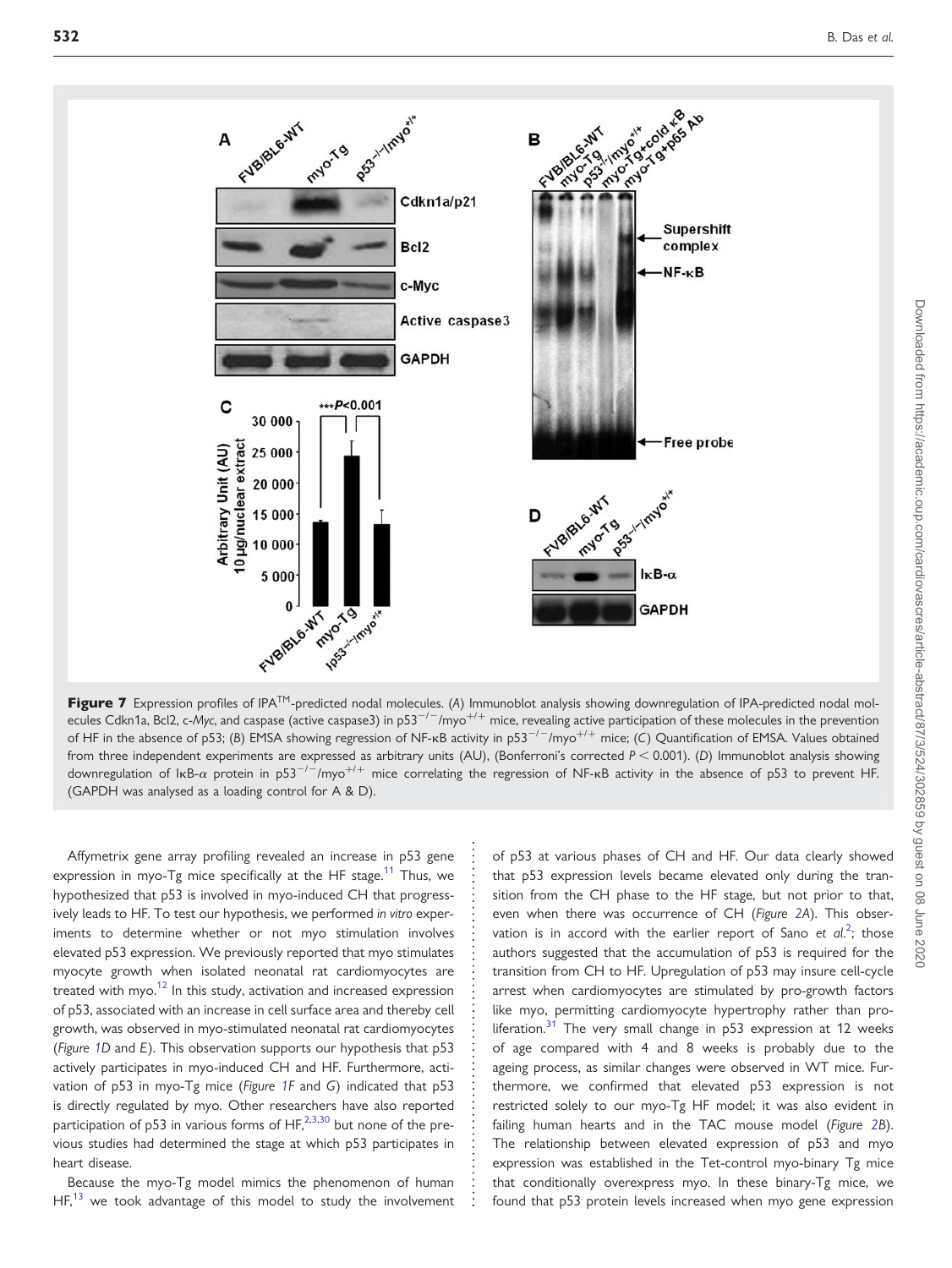**Figure 7** Expression profiles of IPA™-predicted nodal molecules. (*A*) Immunoblot analysis showing downregulation of IPA-predicted nodal molecules Cdkn1a, Bcl2, c-*Myc*, and caspase (active caspase3) in $p53^{-/-}/myo^{+/+}$ mice, revealing active participation of these molecules in the prevention of HF in the absence of p53; (*B*) EMSA showing regression of NF-κB activity in $p53^{-/-}/myo^{+/+}$ mice; (*C*) Quantification of EMSA. Values obtained from three independent experiments are expressed as arbitrary units (AU), (Bonferroni's corrected $P < 0.001$). (*D*) Immunoblot analysis showing downregulation of IκB-α protein in $p53^{-/-}/myo^{+/+}$ mice correlating the regression of NF-κB activity in the absence of p53 to prevent HF. (GAPDH was analysed as a loading control for A & D).

Affymetrix gene array profiling revealed an increase in p53 gene expression in myo-Tg mice specifically at the HF stage.[11] Thus, we hypothesized that p53 is involved in myo-induced CH that progressively leads to HF. To test our hypothesis, we performed *in vitro* experiments to determine whether or not myo stimulation involves elevated p53 expression. We previously reported that myo stimulates myocyte growth when isolated neonatal rat cardiomyocytes are treated with myo.[12] In this study, activation and increased expression of p53, associated with an increase in cell surface area and thereby cell growth, was observed in myo-stimulated neonatal rat cardiomyocytes (*Figure 1D* and *E*). This observation supports our hypothesis that p53 actively participates in myo-induced CH and HF. Furthermore, activation of p53 in myo-Tg mice (*Figure 1F* and *G*) indicated that p53 is directly regulated by myo. Other researchers have also reported participation of p53 in various forms of HF,[2,3,30] but none of the previous studies had determined the stage at which p53 participates in heart disease.

Because the myo-Tg model mimics the phenomenon of human HF,[13] we took advantage of this model to study the involvement of p53 at various phases of CH and HF. Our data clearly showed that p53 expression levels became elevated only during the transition from the CH phase to the HF stage, but not prior to that, even when there was occurrence of CH (*Figure 2A*). This observation is in accord with the earlier report of Sano *et al.*[2]; those authors suggested that the accumulation of p53 is required for the transition from CH to HF. Upregulation of p53 may insure cell-cycle arrest when cardiomyocytes are stimulated by pro-growth factors like myo, permitting cardiomyocyte hypertrophy rather than proliferation.[31] The very small change in p53 expression at 12 weeks of age compared with 4 and 8 weeks is probably due to the ageing process, as similar changes were observed in WT mice. Furthermore, we confirmed that elevated p53 expression is not restricted solely to our myo-Tg HF model; it was also evident in failing human hearts and in the TAC mouse model (*Figure 2B*). The relationship between elevated expression of p53 and myo expression was established in the Tet-control myo-binary Tg mice that conditionally overexpress myo. In these binary-Tg mice, we found that p53 protein levels increased when myo gene expression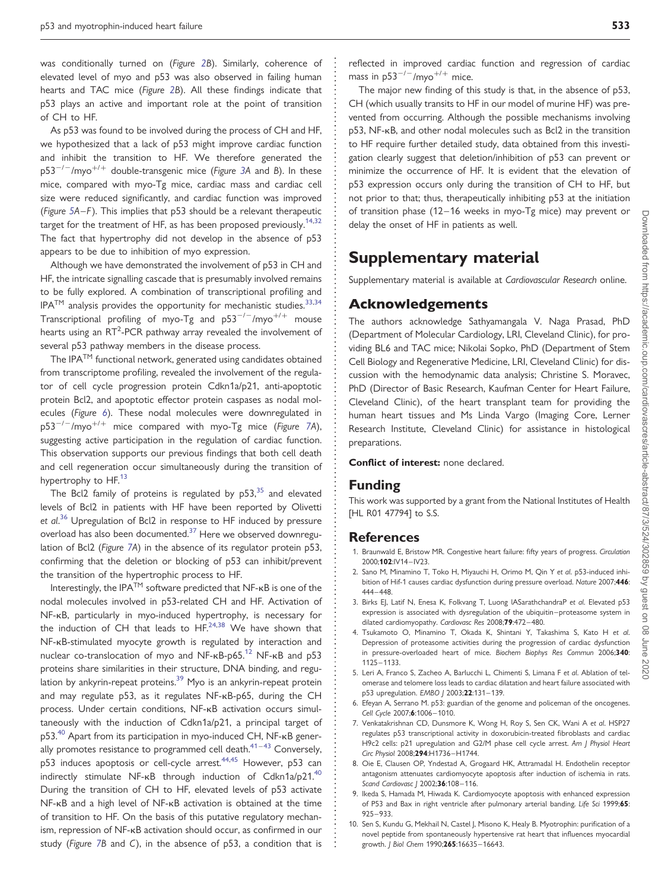was conditionally turned on (*Figure 2B*). Similarly, coherence of elevated level of myo and p53 was also observed in failing human hearts and TAC mice (*Figure 2B*). All these findings indicate that p53 plays an active and important role at the point of transition of CH to HF.

As p53 was found to be involved during the process of CH and HF, we hypothesized that a lack of p53 might improve cardiac function and inhibit the transition to HF. We therefore generated the $p53^{-/-}$/myo$^{+/+}$ double-transgenic mice (*Figure 3A* and *B*). In these mice, compared with myo-Tg mice, cardiac mass and cardiac cell size were reduced significantly, and cardiac function was improved (*Figure 5A–F*). This implies that p53 should be a relevant therapeutic target for the treatment of HF, as has been proposed previously.[14,32] The fact that hypertrophy did not develop in the absence of p53 appears to be due to inhibition of myo expression.

Although we have demonstrated the involvement of p53 in CH and HF, the intricate signalling cascade that is presumably involved remains to be fully explored. A combination of transcriptional profiling and IPA™ analysis provides the opportunity for mechanistic studies.[33,34] Transcriptional profiling of myo-Tg and $p53^{-/-}$/myo$^{+/+}$ mouse hearts using an RT$^2$-PCR pathway array revealed the involvement of several p53 pathway members in the disease process.

The IPA™ functional network, generated using candidates obtained from transcriptome profiling, revealed the involvement of the regulator of cell cycle progression protein Cdkn1a/p21, anti-apoptotic protein Bcl2, and apoptotic effector protein caspases as nodal molecules (*Figure 6*). These nodal molecules were downregulated in $p53^{-/-}$/myo$^{+/+}$ mice compared with myo-Tg mice (*Figure 7A*), suggesting active participation in the regulation of cardiac function. This observation supports our previous findings that both cell death and cell regeneration occur simultaneously during the transition of hypertrophy to HF.[13]

The Bcl2 family of proteins is regulated by p53,[35] and elevated levels of Bcl2 in patients with HF have been reported by Olivetti *et al*.[36] Upregulation of Bcl2 in response to HF induced by pressure overload has also been documented.[37] Here we observed downregulation of Bcl2 (*Figure 7A*) in the absence of its regulator protein p53, confirming that the deletion or blocking of p53 can inhibit/prevent the transition of the hypertrophic process to HF.

Interestingly, the IPA™ software predicted that NF-κB is one of the nodal molecules involved in p53-related CH and HF. Activation of NF-κB, particularly in myo-induced hypertrophy, is necessary for the induction of CH that leads to HF.[24,38] We have shown that NF-κB-stimulated myocyte growth is regulated by interaction and nuclear co-translocation of myo and NF-κB-p65.[12] NF-κB and p53 proteins share similarities in their structure, DNA binding, and regulation by ankyrin-repeat proteins.[39] Myo is an ankyrin-repeat protein and may regulate p53, as it regulates NF-κB-p65, during the CH process. Under certain conditions, NF-κB activation occurs simultaneously with the induction of Cdkn1a/p21, a principal target of p53.[40] Apart from its participation in myo-induced CH, NF-κB generally promotes resistance to programmed cell death.[41–43] Conversely, p53 induces apoptosis or cell-cycle arrest.[44,45] However, p53 can indirectly stimulate NF-κB through induction of Cdkn1a/p21.[40] During the transition of CH to HF, elevated levels of p53 activate NF-κB and a high level of NF-κB activation is obtained at the time of transition to HF. On the basis of this putative regulatory mechanism, repression of NF-κB activation should occur, as confirmed in our study (*Figure 7B* and *C*), in the absence of p53, a condition that is reflected in improved cardiac function and regression of cardiac mass in $p53^{-/-}$/myo$^{+/+}$ mice.

The major new finding of this study is that, in the absence of p53, CH (which usually transits to HF in our model of murine HF) was prevented from occurring. Although the possible mechanisms involving p53, NF-κB, and other nodal molecules such as Bcl2 in the transition to HF require further detailed study, data obtained from this investigation clearly suggest that deletion/inhibition of p53 can prevent or minimize the occurrence of HF. It is evident that the elevation of p53 expression occurs only during the transition of CH to HF, but not prior to that; thus, therapeutically inhibiting p53 at the initiation of transition phase (12–16 weeks in myo-Tg mice) may prevent or delay the onset of HF in patients as well.

# Supplementary material

Supplementary material is available at *Cardiovascular Research* online.

## Acknowledgements

The authors acknowledge Sathyamangala V. Naga Prasad, PhD (Department of Molecular Cardiology, LRI, Cleveland Clinic), for providing BL6 and TAC mice; Nikolai Sopko, PhD (Department of Stem Cell Biology and Regenerative Medicine, LRI, Cleveland Clinic) for discussion with the hemodynamic data analysis; Christine S. Moravec, PhD (Director of Basic Research, Kaufman Center for Heart Failure, Cleveland Clinic), of the heart transplant team for providing the human heart tissues and Ms Linda Vargo (Imaging Core, Lerner Research Institute, Cleveland Clinic) for assistance in histological preparations.

**Conflict of interest:** none declared.

## Funding

This work was supported by a grant from the National Institutes of Health [HL R01 47794] to S.S.

## References

1. Braunwald E, Bristow MR. Congestive heart failure: fifty years of progress. *Circulation* 2000;**102**:IV14–IV23.
2. Sano M, Minamino T, Toko H, Miyauchi H, Orimo M, Qin Y *et al*. p53-induced inhibition of Hif-1 causes cardiac dysfunction during pressure overload. *Nature* 2007;**446**:444–448.
3. Birks EJ, Latif N, Enesa K, Folkvang T, Luong lASarathchandraP *et al*. Elevated p53 expression is associated with dysregulation of the ubiquitin–proteasome system in dilated cardiomyopathy. *Cardiovasc Res* 2008;**79**:472–480.
4. Tsukamoto O, Minamino T, Okada K, Shintani Y, Takashima S, Kato H *et al*. Depression of proteasome activities during the progression of cardiac dysfunction in pressure-overloaded heart of mice. *Biochem Biophys Res Commun* 2006;**340**:1125–1133.
5. Leri A, Franco S, Zacheo A, Barlucchi L, Chimenti S, Limana F *et al*. Ablation of telomerase and telomere loss leads to cardiac dilatation and heart failure associated with p53 upregulation. *EMBO J* 2003;**22**:131–139.
6. Efeyan A, Serrano M. p53: guardian of the genome and policeman of the oncogenes. *Cell Cycle* 2007;**6**:1006–1010.
7. Venkatakrishnan CD, Dunsmore K, Wong H, Roy S, Sen CK, Wani A *et al*. HSP27 regulates p53 transcriptional activity in doxorubicin-treated fibroblasts and cardiac H9c2 cells: p21 upregulation and G2/M phase cell cycle arrest. *Am J Physiol Heart Circ Physiol* 2008;**294**:H1736–H1744.
8. Oie E, Clausen OP, Yndestad A, Grogaard HK, Attramadal H. Endothelin receptor antagonism attenuates cardiomyocyte apoptosis after induction of ischemia in rats. *Scand Cardiovasc J* 2002;**36**:108–116.
9. Ikeda S, Hamada M, Hiwada K. Cardiomyocyte apoptosis with enhanced expression of P53 and Bax in right ventricle after pulmonary arterial banding. *Life Sci* 1999;**65**:925–933.
10. Sen S, Kundu G, Mekhail N, Castel J, Misono K, Healy B. Myotrophin: purification of a novel peptide from spontaneously hypertensive rat heart that influences myocardial growth. *J Biol Chem* 1990;**265**:16635–16643.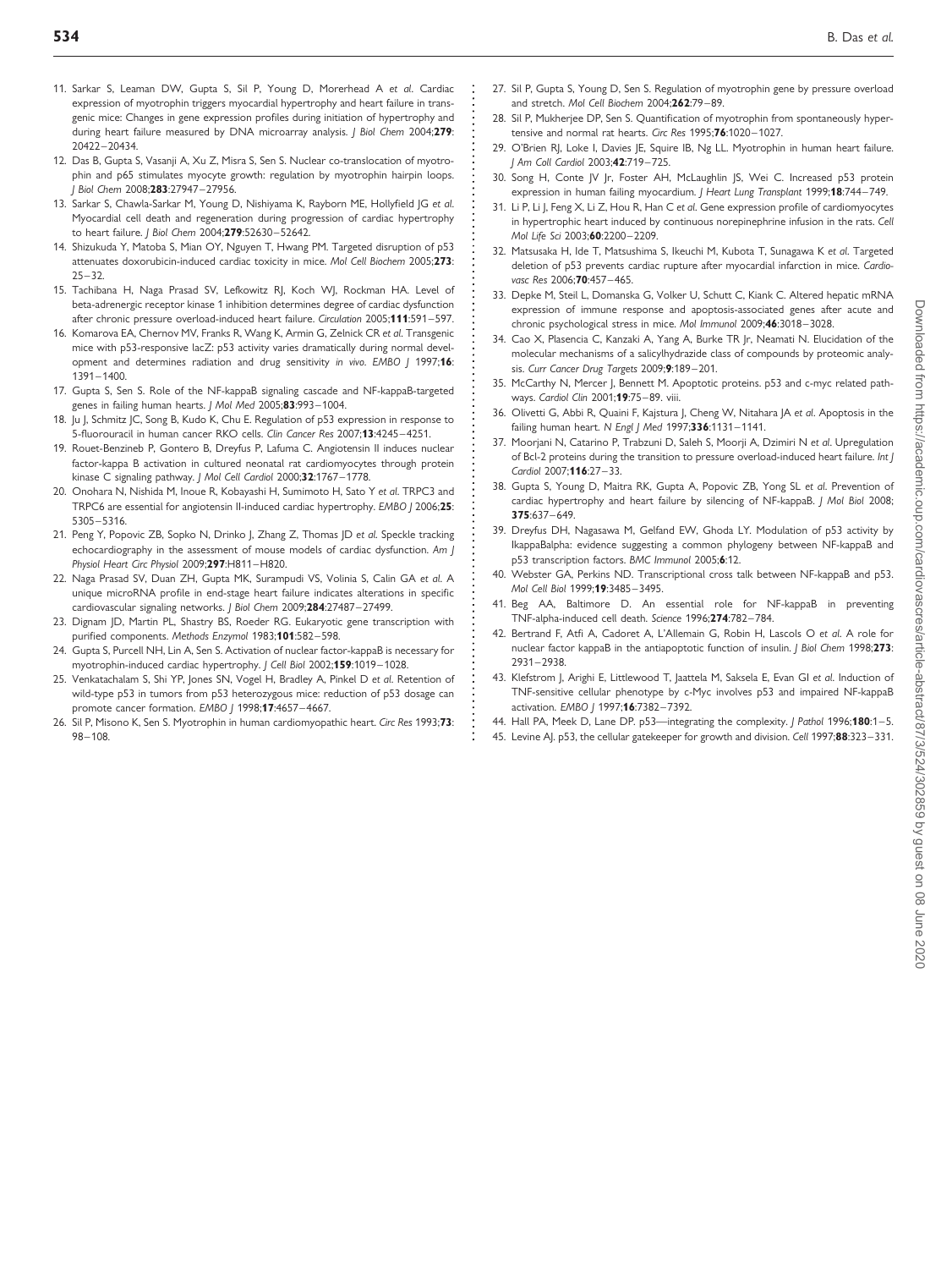11. Sarkar S, Leaman DW, Gupta S, Sil P, Young D, Morerhead A *et al*. Cardiac expression of myotrophin triggers myocardial hypertrophy and heart failure in transgenic mice: Changes in gene expression profiles during initiation of hypertrophy and during heart failure measured by DNA microarray analysis. *J Biol Chem* 2004;**279**: 20422–20434.
12. Das B, Gupta S, Vasanji A, Xu Z, Misra S, Sen S. Nuclear co-translocation of myotrophin and p65 stimulates myocyte growth: regulation by myotrophin hairpin loops. *J Biol Chem* 2008;**283**:27947–27956.
13. Sarkar S, Chawla-Sarkar M, Young D, Nishiyama K, Rayborn ME, Hollyfield JG *et al*. Myocardial cell death and regeneration during progression of cardiac hypertrophy to heart failure. *J Biol Chem* 2004;**279**:52630–52642.
14. Shizukuda Y, Matoba S, Mian OY, Nguyen T, Hwang PM. Targeted disruption of p53 attenuates doxorubicin-induced cardiac toxicity in mice. *Mol Cell Biochem* 2005;**273**: 25–32.
15. Tachibana H, Naga Prasad SV, Lefkowitz RJ, Koch WJ, Rockman HA. Level of beta-adrenergic receptor kinase 1 inhibition determines degree of cardiac dysfunction after chronic pressure overload-induced heart failure. *Circulation* 2005;**111**:591–597.
16. Komarova EA, Chernov MV, Franks R, Wang K, Armin G, Zelnick CR *et al*. Transgenic mice with p53-responsive lacZ: p53 activity varies dramatically during normal development and determines radiation and drug sensitivity *in vivo*. *EMBO J* 1997;**16**: 1391–1400.
17. Gupta S, Sen S. Role of the NF-kappaB signaling cascade and NF-kappaB-targeted genes in failing human hearts. *J Mol Med* 2005;**83**:993–1004.
18. Ju J, Schmitz JC, Song B, Kudo K, Chu E. Regulation of p53 expression in response to 5-fluorouracil in human cancer RKO cells. *Clin Cancer Res* 2007;**13**:4245–4251.
19. Rouet-Benzineb P, Gontero B, Dreyfus P, Lafuma C. Angiotensin II induces nuclear factor-kappa B activation in cultured neonatal rat cardiomyocytes through protein kinase C signaling pathway. *J Mol Cell Cardiol* 2000;**32**:1767–1778.
20. Onohara N, Nishida M, Inoue R, Kobayashi H, Sumimoto H, Sato Y *et al*. TRPC3 and TRPC6 are essential for angiotensin II-induced cardiac hypertrophy. *EMBO J* 2006;**25**: 5305–5316.
21. Peng Y, Popovic ZB, Sopko N, Drinko J, Zhang Z, Thomas JD *et al*. Speckle tracking echocardiography in the assessment of mouse models of cardiac dysfunction. *Am J Physiol Heart Circ Physiol* 2009;**297**:H811–H820.
22. Naga Prasad SV, Duan ZH, Gupta MK, Surampudi VS, Volinia S, Calin GA *et al*. A unique microRNA profile in end-stage heart failure indicates alterations in specific cardiovascular signaling networks. *J Biol Chem* 2009;**284**:27487–27499.
23. Dignam JD, Martin PL, Shastry BS, Roeder RG. Eukaryotic gene transcription with purified components. *Methods Enzymol* 1983;**101**:582–598.
24. Gupta S, Purcell NH, Lin A, Sen S. Activation of nuclear factor-kappaB is necessary for myotrophin-induced cardiac hypertrophy. *J Cell Biol* 2002;**159**:1019–1028.
25. Venkatachalam S, Shi YP, Jones SN, Vogel H, Bradley A, Pinkel D *et al*. Retention of wild-type p53 in tumors from p53 heterozygous mice: reduction of p53 dosage can promote cancer formation. *EMBO J* 1998;**17**:4657–4667.
26. Sil P, Misono K, Sen S. Myotrophin in human cardiomyopathic heart. *Circ Res* 1993;**73**: 98–108.
27. Sil P, Gupta S, Young D, Sen S. Regulation of myotrophin gene by pressure overload and stretch. *Mol Cell Biochem* 2004;**262**:79–89.
28. Sil P, Mukherjee DP, Sen S. Quantification of myotrophin from spontaneously hypertensive and normal rat hearts. *Circ Res* 1995;**76**:1020–1027.
29. O'Brien RJ, Loke I, Davies JE, Squire IB, Ng LL. Myotrophin in human heart failure. *J Am Coll Cardiol* 2003;**42**:719–725.
30. Song H, Conte JV Jr, Foster AH, McLaughlin JS, Wei C. Increased p53 protein expression in human failing myocardium. *J Heart Lung Transplant* 1999;**18**:744–749.
31. Li P, Li J, Feng X, Li Z, Hou R, Han C *et al*. Gene expression profile of cardiomyocytes in hypertrophic heart induced by continuous norepinephrine infusion in the rats. *Cell Mol Life Sci* 2003;**60**:2200–2209.
32. Matsusaka H, Ide T, Matsushima S, Ikeuchi M, Kubota T, Sunagawa K *et al*. Targeted deletion of p53 prevents cardiac rupture after myocardial infarction in mice. *Cardiovasc Res* 2006;**70**:457–465.
33. Depke M, Steil L, Domanska G, Volker U, Schutt C, Kiank C. Altered hepatic mRNA expression of immune response and apoptosis-associated genes after acute and chronic psychological stress in mice. *Mol Immunol* 2009;**46**:3018–3028.
34. Cao X, Plasencia C, Kanzaki A, Yang A, Burke TR Jr, Neamati N. Elucidation of the molecular mechanisms of a salicylhydrazide class of compounds by proteomic analysis. *Curr Cancer Drug Targets* 2009;**9**:189–201.
35. McCarthy N, Mercer J, Bennett M. Apoptotic proteins. p53 and c-myc related pathways. *Cardiol Clin* 2001;**19**:75–89. viii.
36. Olivetti G, Abbi R, Quaini F, Kajstura J, Cheng W, Nitahara JA *et al*. Apoptosis in the failing human heart. *N Engl J Med* 1997;**336**:1131–1141.
37. Moorjani N, Catarino P, Trabzuni D, Saleh S, Moorji A, Dzimiri N *et al*. Upregulation of Bcl-2 proteins during the transition to pressure overload-induced heart failure. *Int J Cardiol* 2007;**116**:27–33.
38. Gupta S, Young D, Maitra RK, Gupta A, Popovic ZB, Yong SL *et al*. Prevention of cardiac hypertrophy and heart failure by silencing of NF-kappaB. *J Mol Biol* 2008; **375**:637–649.
39. Dreyfus DH, Nagasawa M, Gelfand EW, Ghoda LY. Modulation of p53 activity by IkappaBalpha: evidence suggesting a common phylogeny between NF-kappaB and p53 transcription factors. *BMC Immunol* 2005;**6**:12.
40. Webster GA, Perkins ND. Transcriptional cross talk between NF-kappaB and p53. *Mol Cell Biol* 1999;**19**:3485–3495.
41. Beg AA, Baltimore D. An essential role for NF-kappaB in preventing TNF-alpha-induced cell death. *Science* 1996;**274**:782–784.
42. Bertrand F, Atfi A, Cadoret A, L'Allemain G, Robin H, Lascols O *et al*. A role for nuclear factor kappaB in the antiapoptotic function of insulin. *J Biol Chem* 1998;**273**: 2931–2938.
43. Klefstrom J, Arighi E, Littlewood T, Jaattela M, Saksela E, Evan GI *et al*. Induction of TNF-sensitive cellular phenotype by c-Myc involves p53 and impaired NF-kappaB activation. *EMBO J* 1997;**16**:7382–7392.
44. Hall PA, Meek D, Lane DP. p53—integrating the complexity. *J Pathol* 1996;**180**:1–5.
45. Levine AJ. p53, the cellular gatekeeper for growth and division. *Cell* 1997;**88**:323–331.